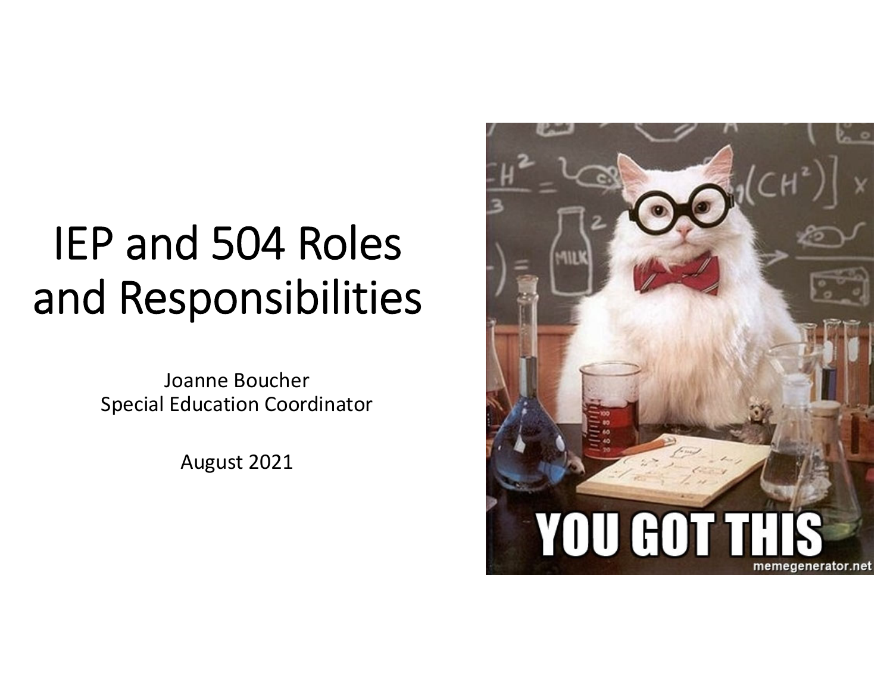# IEP and 504 Roles and Responsibilities

Joanne Boucher
Special Education Coordinator

August 2021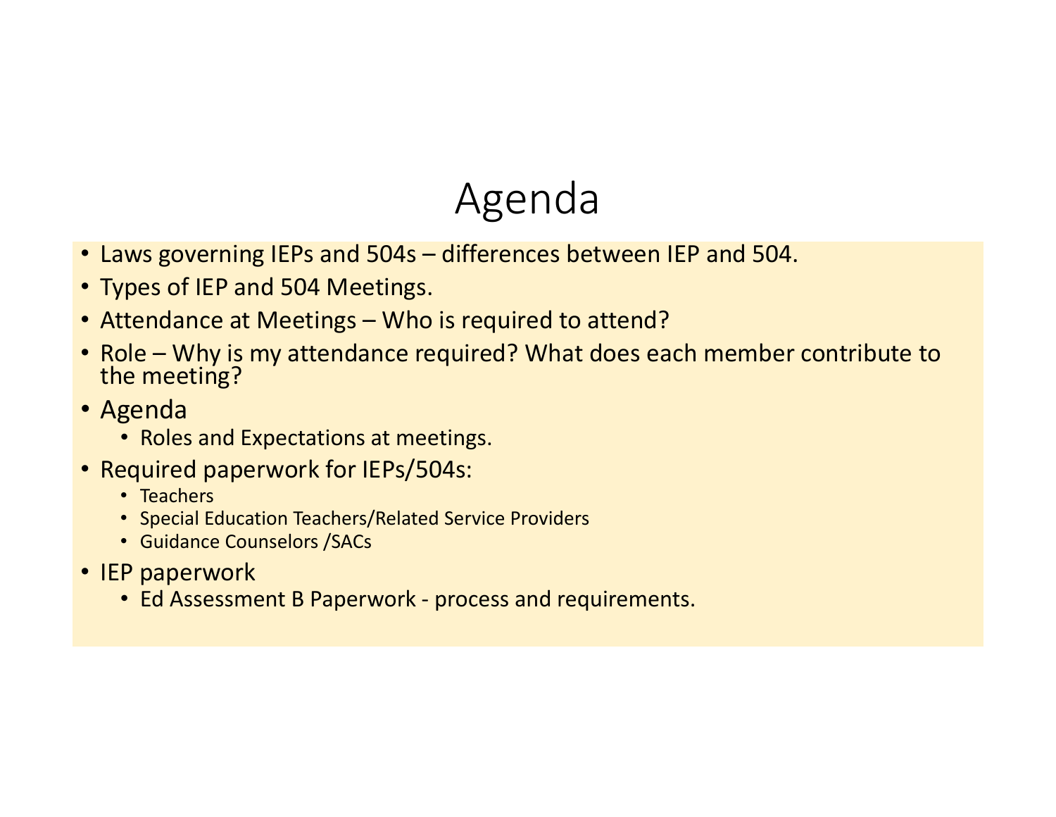# Agenda

- Laws governing IEPs and 504s – differences between IEP and 504.
- Types of IEP and 504 Meetings.
- Attendance at Meetings – Who is required to attend?
- Role – Why is my attendance required? What does each member contribute to the meeting?
- Agenda
  - Roles and Expectations at meetings.
- Required paperwork for IEPs/504s:
  - Teachers
  - Special Education Teachers/Related Service Providers
  - Guidance Counselors /SACs
- IEP paperwork
  - Ed Assessment B Paperwork - process and requirements.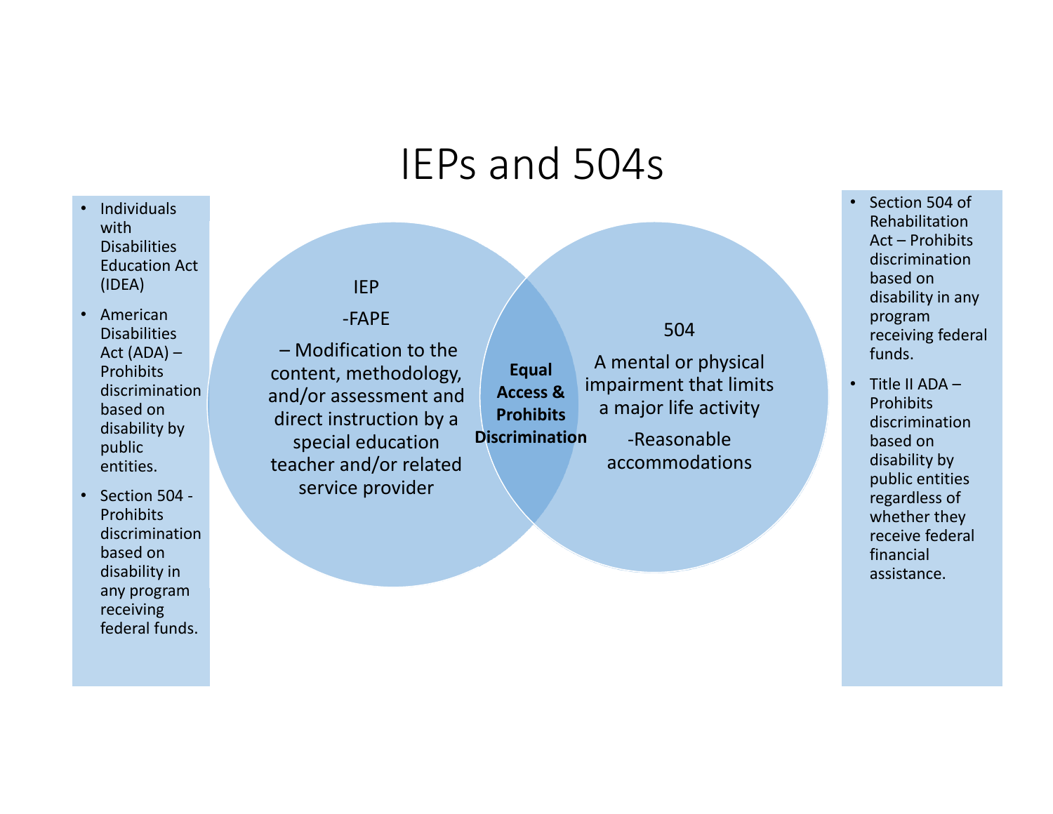# IEPs and 504s

- Individuals with Disabilities Education Act (IDEA)
- American Disabilities Act (ADA) – Prohibits discrimination based on disability by public entities.
- Section 504 - Prohibits discrimination based on disability in any program receiving federal funds.

IEP

-FAPE

– Modification to the content, methodology, and/or assessment and direct instruction by a special education teacher and/or related service provider

**Equal Access & Prohibits Discrimination**

504

A mental or physical impairment that limits a major life activity

-Reasonable accommodations

- Section 504 of Rehabilitation Act – Prohibits discrimination based on disability in any program receiving federal funds.
- Title II ADA – Prohibits discrimination based on disability by public entities regardless of whether they receive federal financial assistance.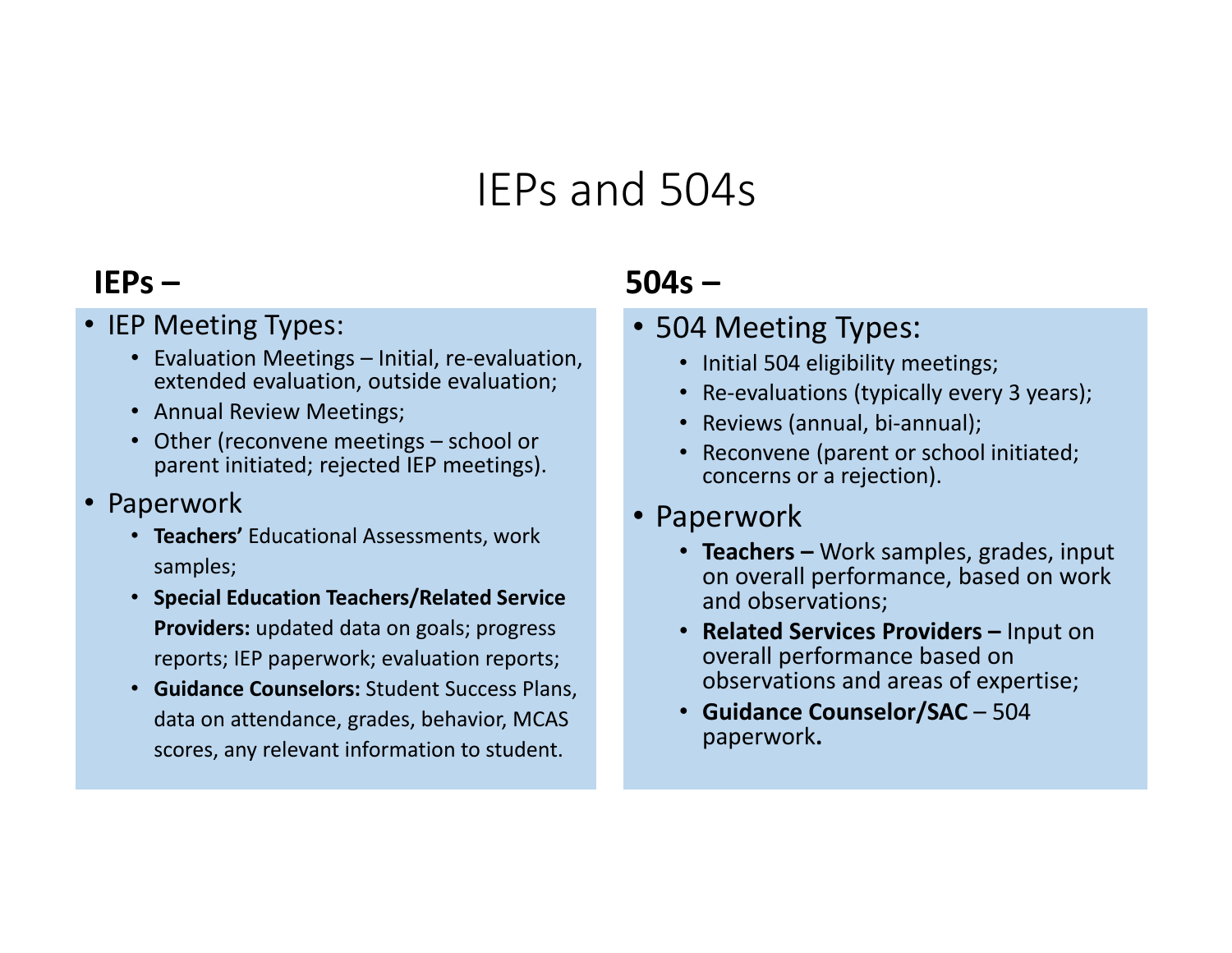# IEPs and 504s

## IEPs –

- IEP Meeting Types:
  - Evaluation Meetings – Initial, re-evaluation, extended evaluation, outside evaluation;
  - Annual Review Meetings;
  - Other (reconvene meetings – school or parent initiated; rejected IEP meetings).
- Paperwork
  - **Teachers'** Educational Assessments, work samples;
  - **Special Education Teachers/Related Service Providers:** updated data on goals; progress reports; IEP paperwork; evaluation reports;
  - **Guidance Counselors:** Student Success Plans, data on attendance, grades, behavior, MCAS scores, any relevant information to student.

## 504s –

- 504 Meeting Types:
  - Initial 504 eligibility meetings;
  - Re-evaluations (typically every 3 years);
  - Reviews (annual, bi-annual);
  - Reconvene (parent or school initiated; concerns or a rejection).
- Paperwork
  - **Teachers –** Work samples, grades, input on overall performance, based on work and observations;
  - **Related Services Providers –** Input on overall performance based on observations and areas of expertise;
  - **Guidance Counselor/SAC** – 504 paperwork.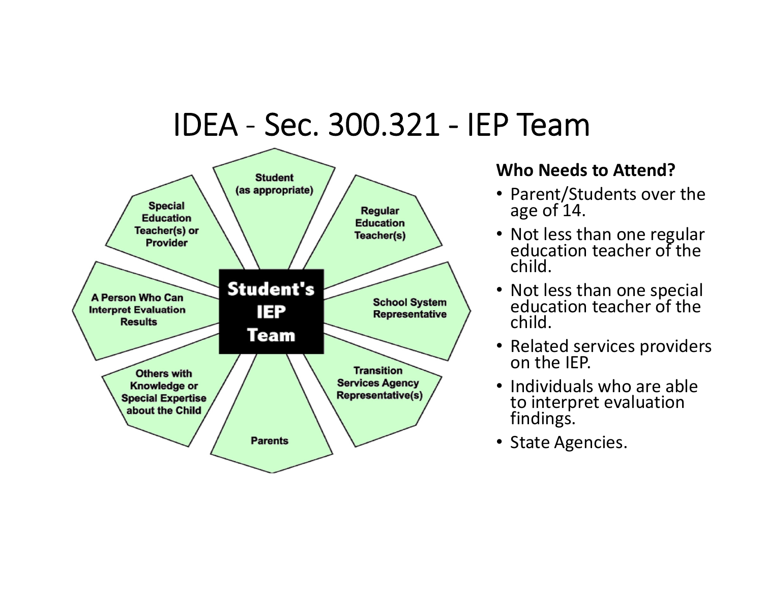# IDEA - Sec. 300.321 - IEP Team

Student's IEP Team

Student (as appropriate)

Regular Education Teacher(s)

School System Representative

Transition Services Agency Representative(s)

Parents

Others with Knowledge or Special Expertise about the Child

A Person Who Can Interpret Evaluation Results

Special Education Teacher(s) or Provider

**Who Needs to Attend?**

- Parent/Students over the age of 14.
- Not less than one regular education teacher of the child.
- Not less than one special education teacher of the child.
- Related services providers on the IEP.
- Individuals who are able to interpret evaluation findings.
- State Agencies.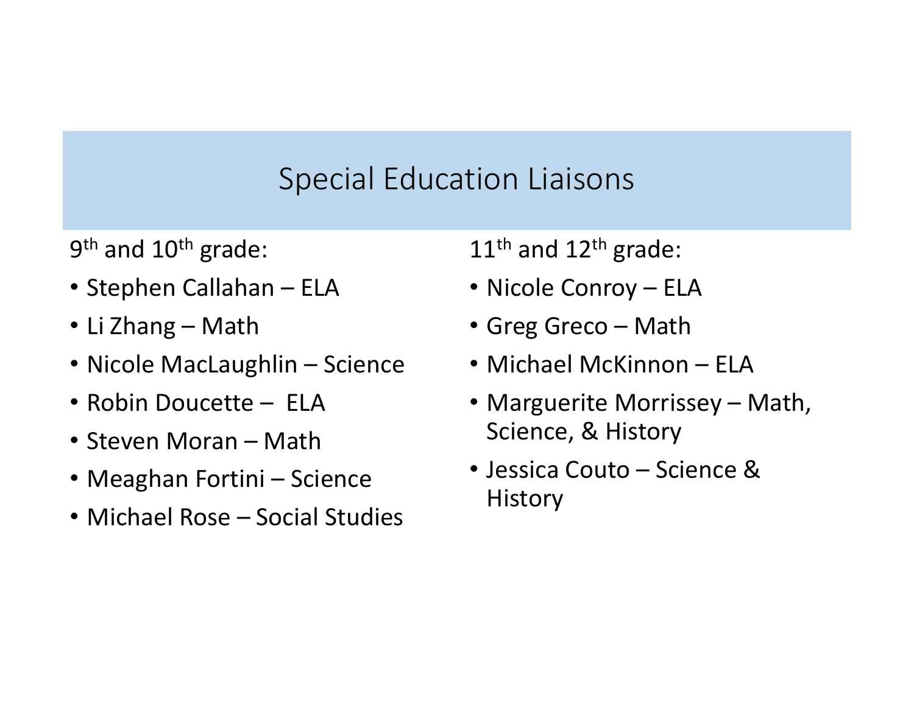# Special Education Liaisons

9th and 10th grade:

- Stephen Callahan – ELA
- Li Zhang – Math
- Nicole MacLaughlin – Science
- Robin Doucette – ELA
- Steven Moran – Math
- Meaghan Fortini – Science
- Michael Rose – Social Studies

11th and 12th grade:

- Nicole Conroy – ELA
- Greg Greco – Math
- Michael McKinnon – ELA
- Marguerite Morrissey – Math, Science, & History
- Jessica Couto – Science & History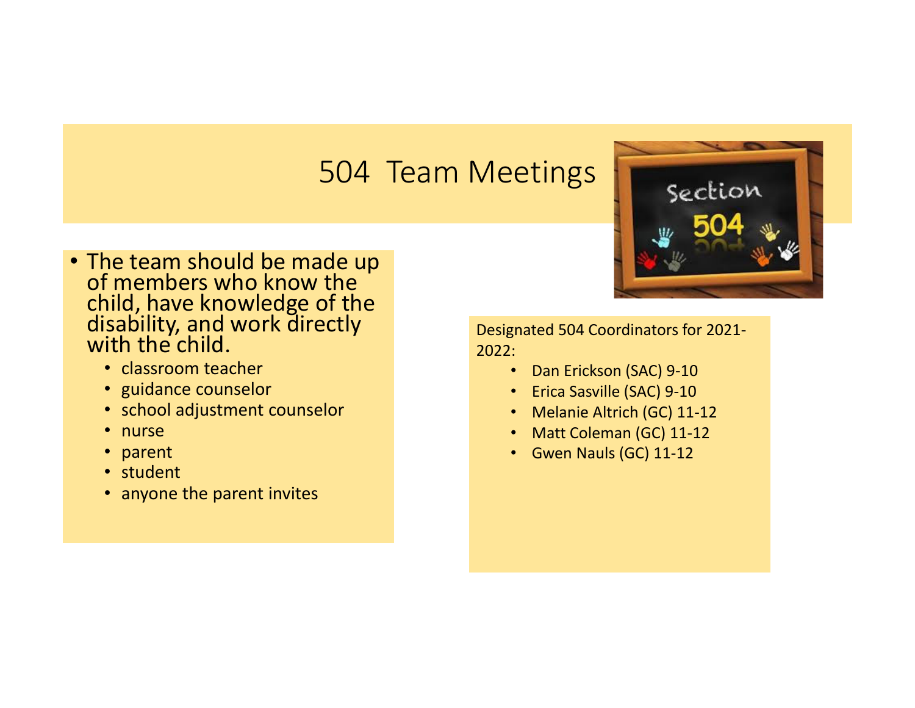# 504 Team Meetings

- The team should be made up of members who know the child, have knowledge of the disability, and work directly with the child.
  - classroom teacher
  - guidance counselor
  - school adjustment counselor
  - nurse
  - parent
  - student
  - anyone the parent invites

Designated 504 Coordinators for 2021-2022:

- Dan Erickson (SAC) 9-10
- Erica Sasville (SAC) 9-10
- Melanie Altrich (GC) 11-12
- Matt Coleman (GC) 11-12
- Gwen Nauls (GC) 11-12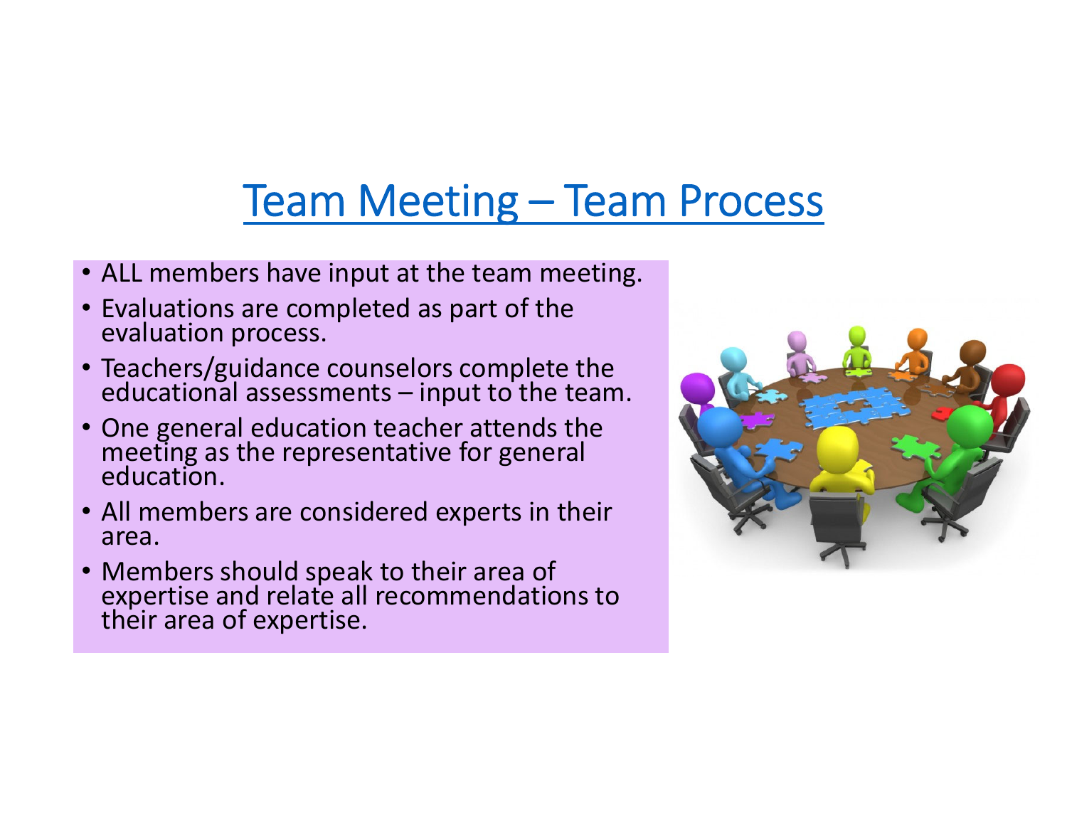# Team Meeting – Team Process

- ALL members have input at the team meeting.
- Evaluations are completed as part of the evaluation process.
- Teachers/guidance counselors complete the educational assessments – input to the team.
- One general education teacher attends the meeting as the representative for general education.
- All members are considered experts in their area.
- Members should speak to their area of expertise and relate all recommendations to their area of expertise.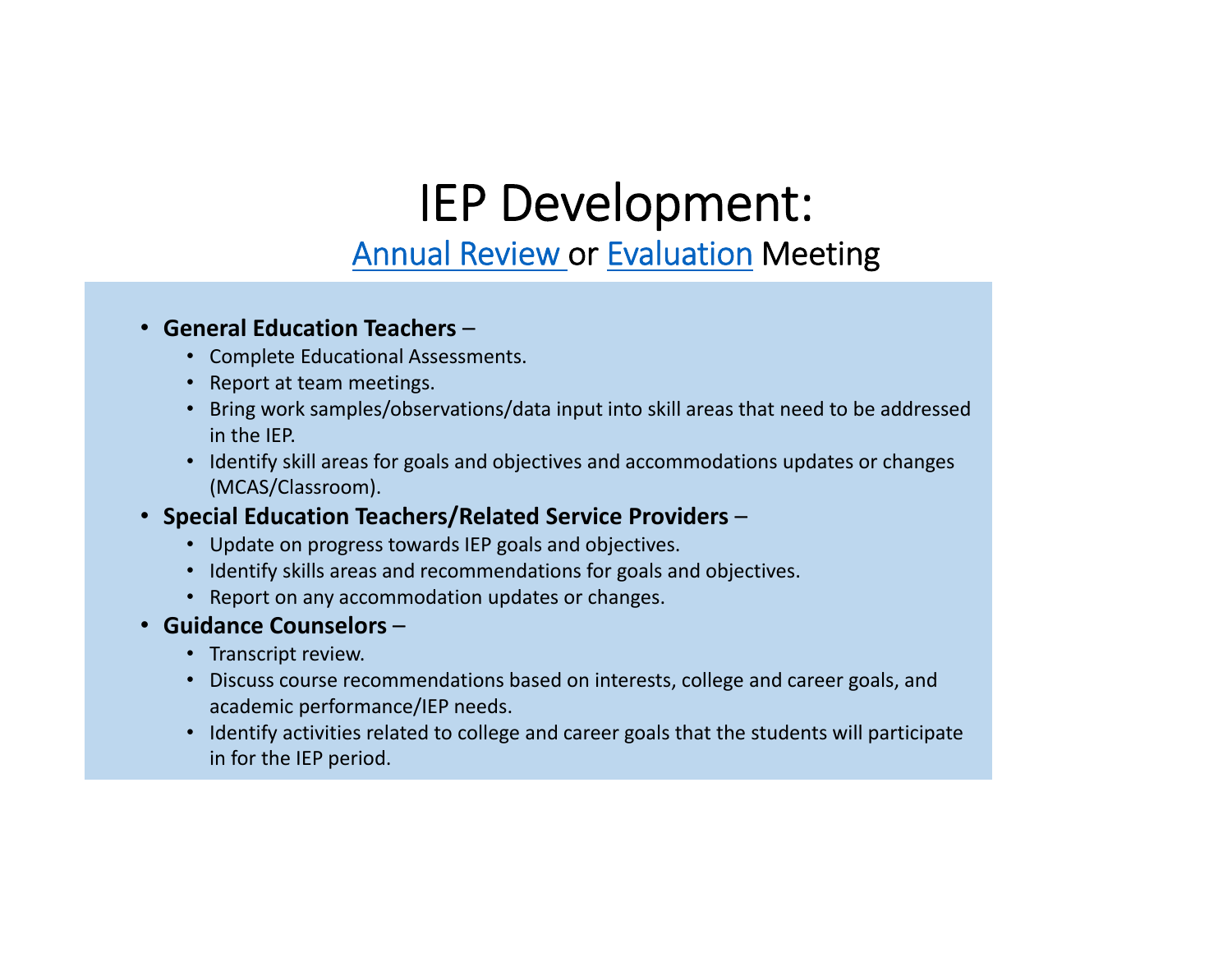# IEP Development:

## Annual Review or Evaluation Meeting

- **General Education Teachers** –
  - Complete Educational Assessments.
  - Report at team meetings.
  - Bring work samples/observations/data input into skill areas that need to be addressed in the IEP.
  - Identify skill areas for goals and objectives and accommodations updates or changes (MCAS/Classroom).
- **Special Education Teachers/Related Service Providers** –
  - Update on progress towards IEP goals and objectives.
  - Identify skills areas and recommendations for goals and objectives.
  - Report on any accommodation updates or changes.
- **Guidance Counselors** –
  - Transcript review.
  - Discuss course recommendations based on interests, college and career goals, and academic performance/IEP needs.
  - Identify activities related to college and career goals that the students will participate in for the IEP period.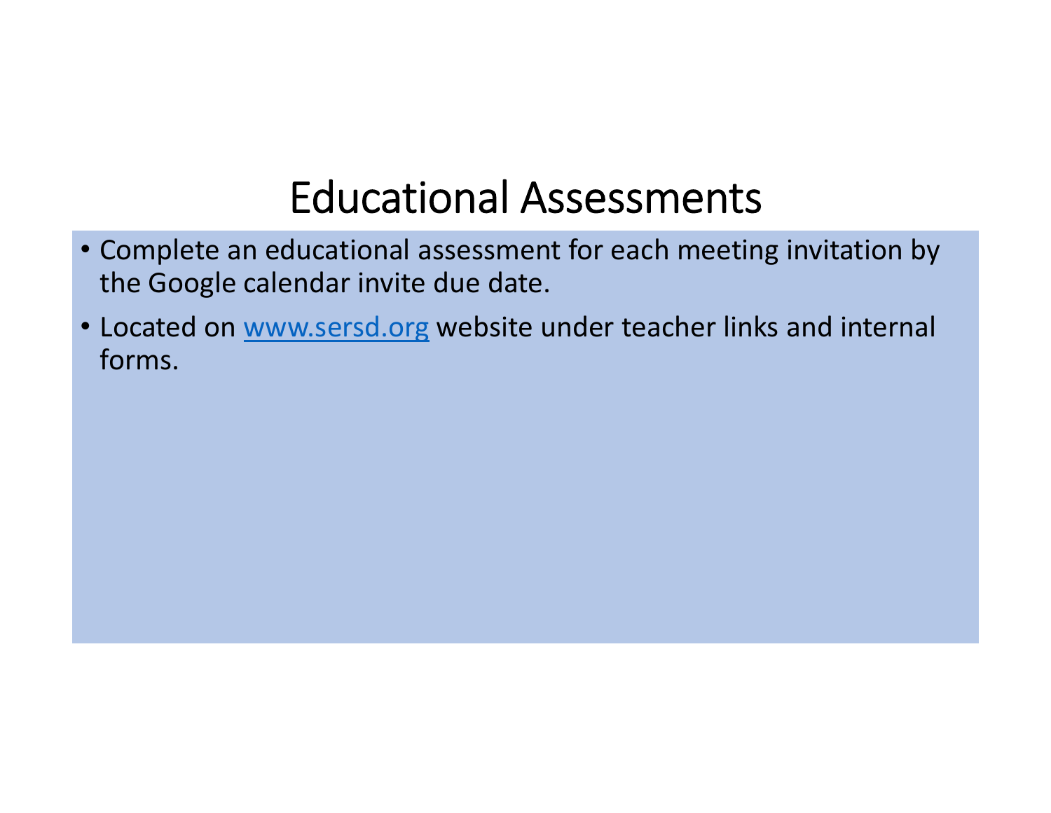# Educational Assessments

- Complete an educational assessment for each meeting invitation by the Google calendar invite due date.
- Located on www.sersd.org website under teacher links and internal forms.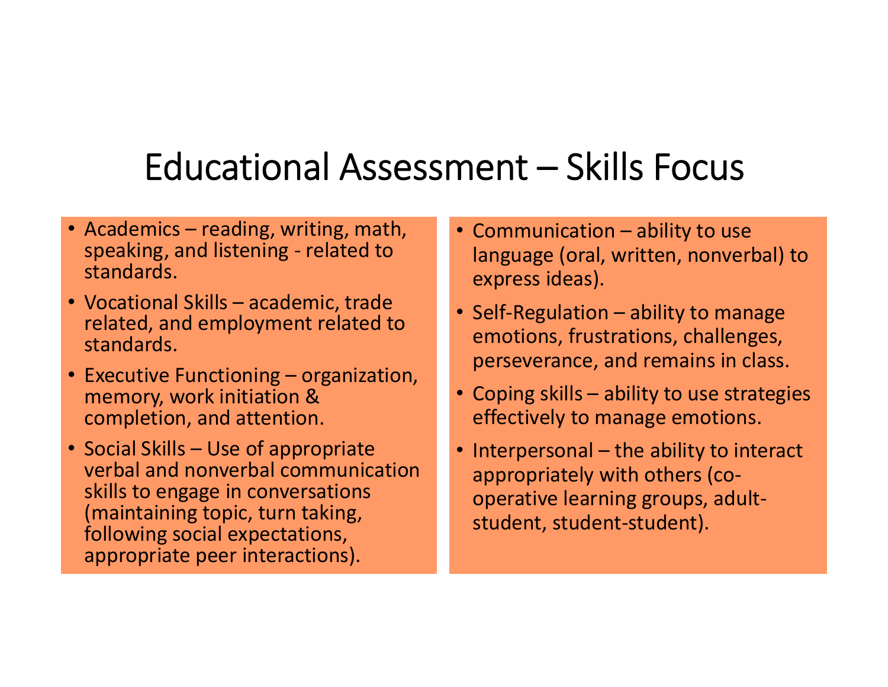# Educational Assessment – Skills Focus

- Academics – reading, writing, math, speaking, and listening - related to standards.
- Vocational Skills – academic, trade related, and employment related to standards.
- Executive Functioning – organization, memory, work initiation & completion, and attention.
- Social Skills – Use of appropriate verbal and nonverbal communication skills to engage in conversations (maintaining topic, turn taking, following social expectations, appropriate peer interactions).
- Communication – ability to use language (oral, written, nonverbal) to express ideas).
- Self-Regulation – ability to manage emotions, frustrations, challenges, perseverance, and remains in class.
- Coping skills – ability to use strategies effectively to manage emotions.
- Interpersonal – the ability to interact appropriately with others (co-operative learning groups, adult-student, student-student).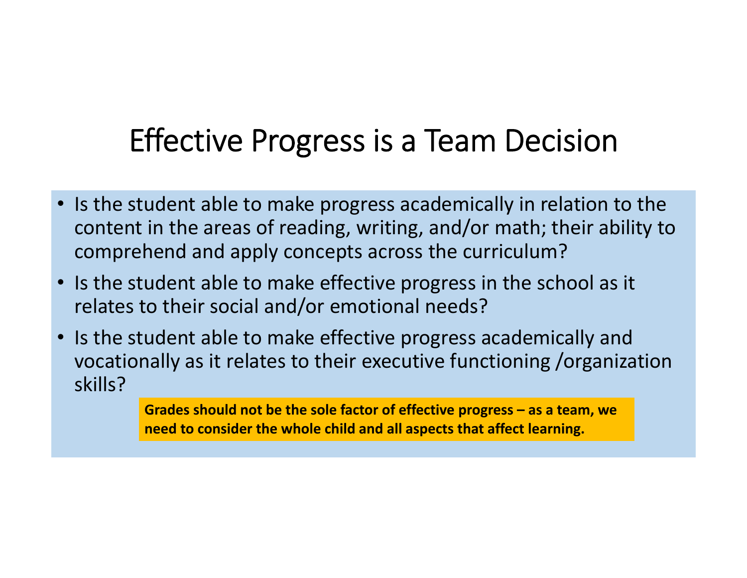# Effective Progress is a Team Decision

- Is the student able to make progress academically in relation to the content in the areas of reading, writing, and/or math; their ability to comprehend and apply concepts across the curriculum?
- Is the student able to make effective progress in the school as it relates to their social and/or emotional needs?
- Is the student able to make effective progress academically and vocationally as it relates to their executive functioning /organization skills?

**Grades should not be the sole factor of effective progress – as a team, we need to consider the whole child and all aspects that affect learning.**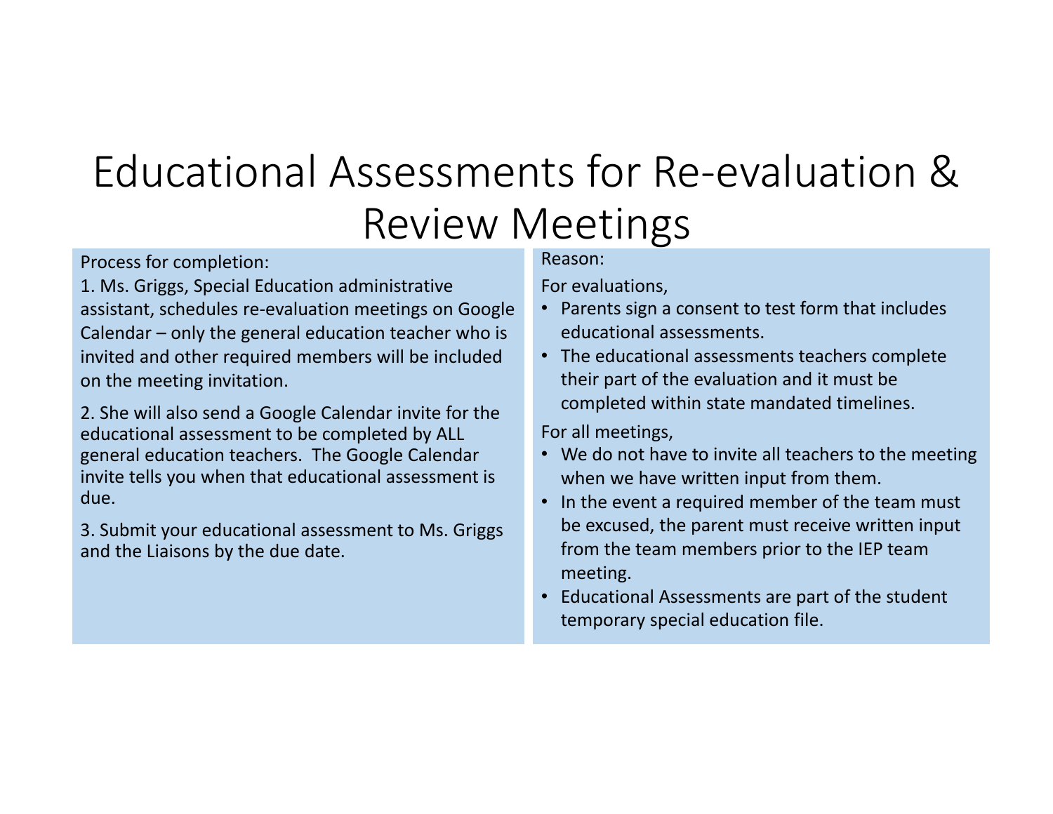# Educational Assessments for Re-evaluation & Review Meetings

Process for completion:

1. Ms. Griggs, Special Education administrative assistant, schedules re-evaluation meetings on Google Calendar – only the general education teacher who is invited and other required members will be included on the meeting invitation.

2. She will also send a Google Calendar invite for the educational assessment to be completed by ALL general education teachers. The Google Calendar invite tells you when that educational assessment is due.

3. Submit your educational assessment to Ms. Griggs and the Liaisons by the due date.

Reason:

For evaluations,

- Parents sign a consent to test form that includes educational assessments.
- The educational assessments teachers complete their part of the evaluation and it must be completed within state mandated timelines.

For all meetings,

- We do not have to invite all teachers to the meeting when we have written input from them.
- In the event a required member of the team must be excused, the parent must receive written input from the team members prior to the IEP team meeting.
- Educational Assessments are part of the student temporary special education file.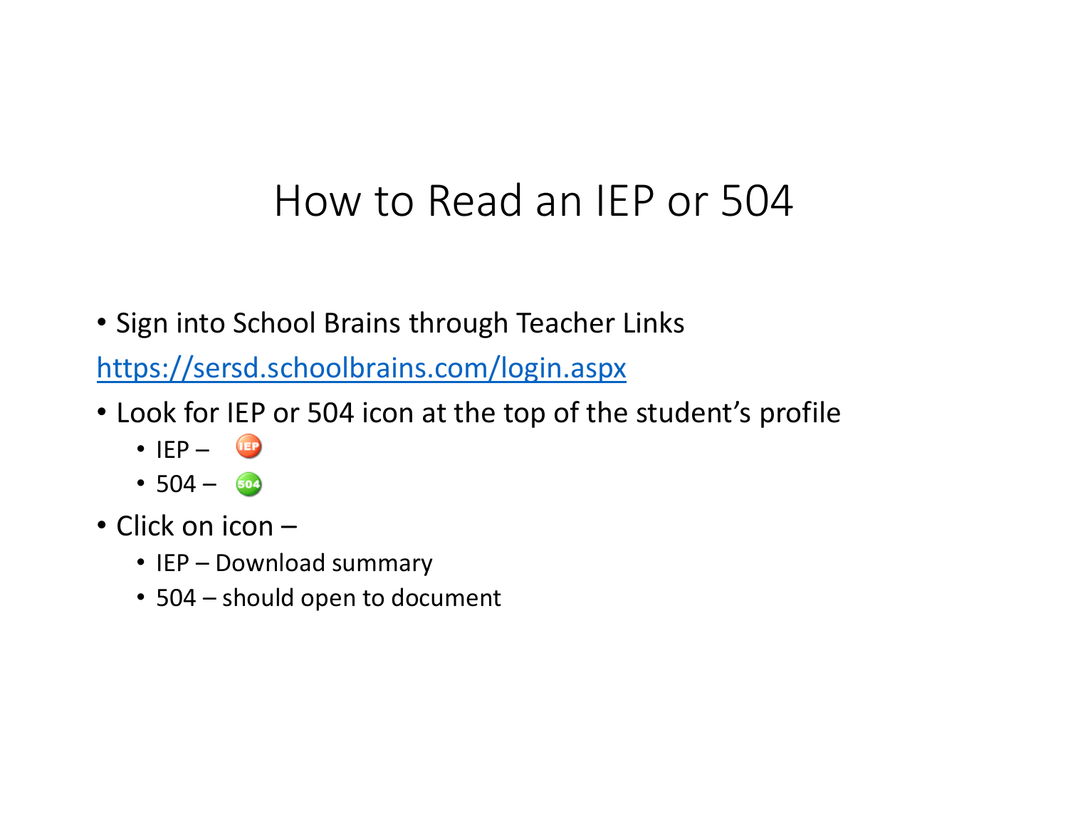# How to Read an IEP or 504

- Sign into School Brains through Teacher Links

[https://sersd.schoolbrains.com/login.aspx](https://sersd.schoolbrains.com/login.aspx)

- Look for IEP or 504 icon at the top of the student's profile
  - IEP –
  - 504 –
- Click on icon –
  - IEP – Download summary
  - 504 – should open to document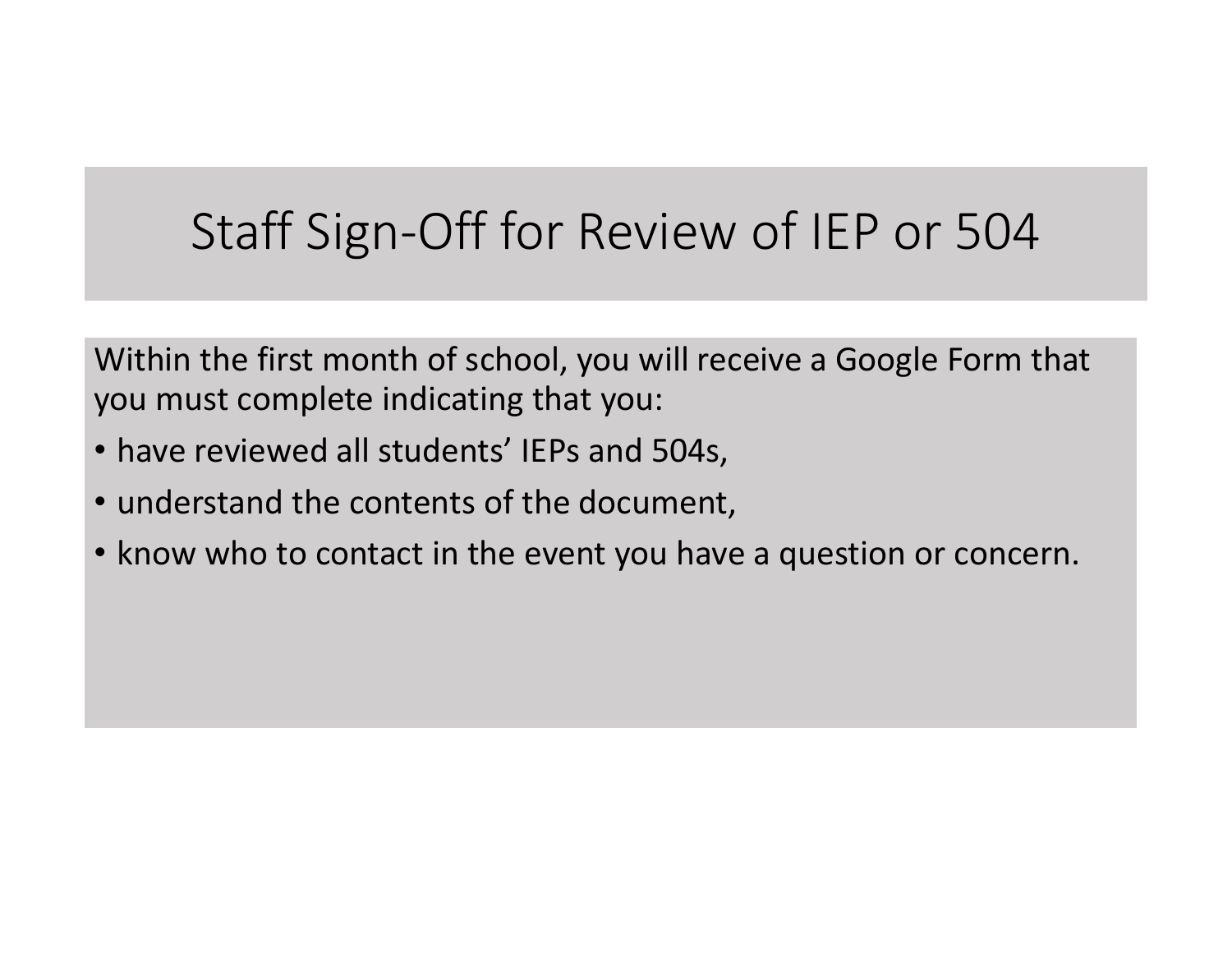# Staff Sign-Off for Review of IEP or 504

Within the first month of school, you will receive a Google Form that you must complete indicating that you:

- have reviewed all students' IEPs and 504s,
- understand the contents of the document,
- know who to contact in the event you have a question or concern.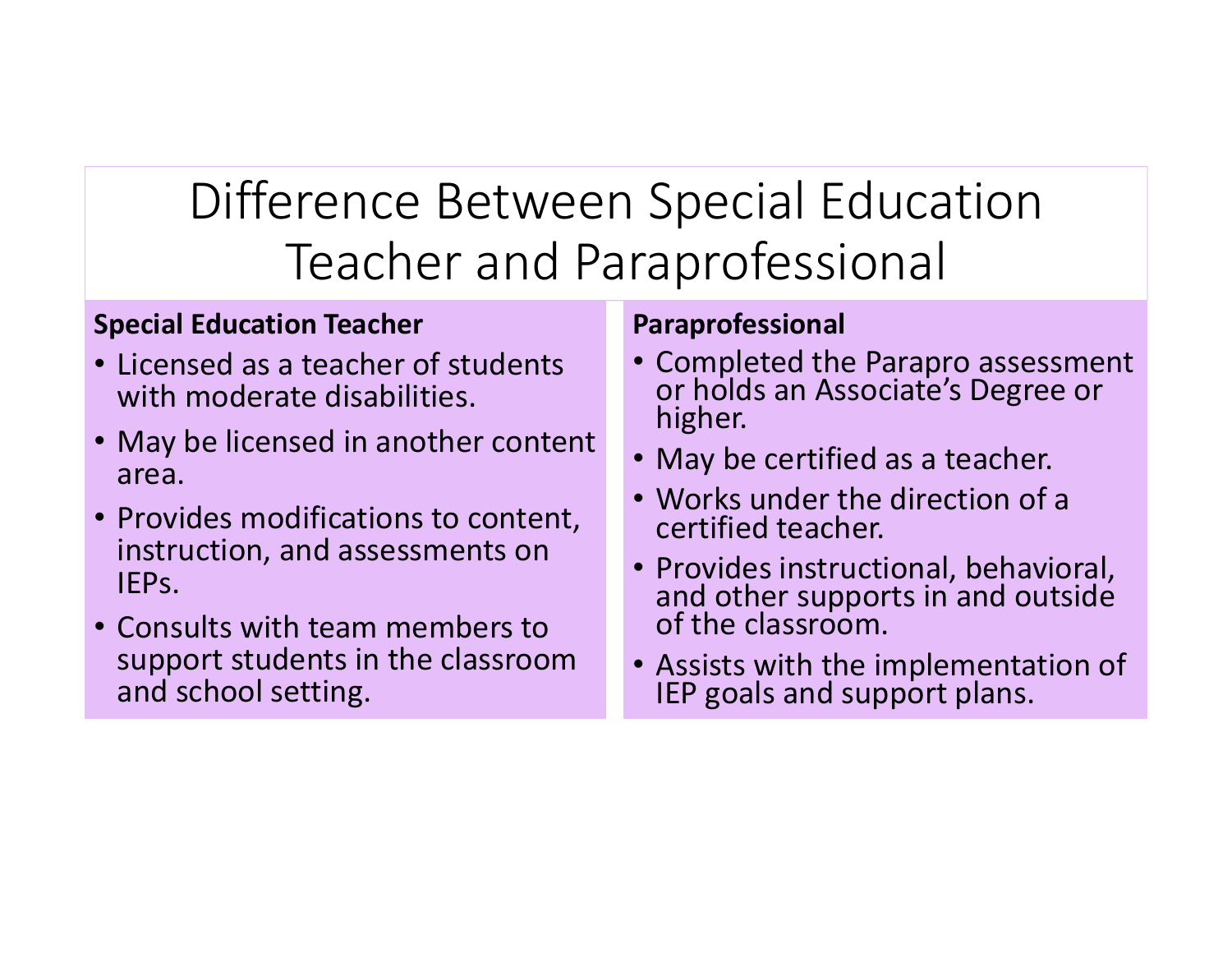# Difference Between Special Education Teacher and Paraprofessional

**Special Education Teacher**

- Licensed as a teacher of students with moderate disabilities.
- May be licensed in another content area.
- Provides modifications to content, instruction, and assessments on IEPs.
- Consults with team members to support students in the classroom and school setting.

**Paraprofessional**

- Completed the Parapro assessment or holds an Associate's Degree or higher.
- May be certified as a teacher.
- Works under the direction of a certified teacher.
- Provides instructional, behavioral, and other supports in and outside of the classroom.
- Assists with the implementation of IEP goals and support plans.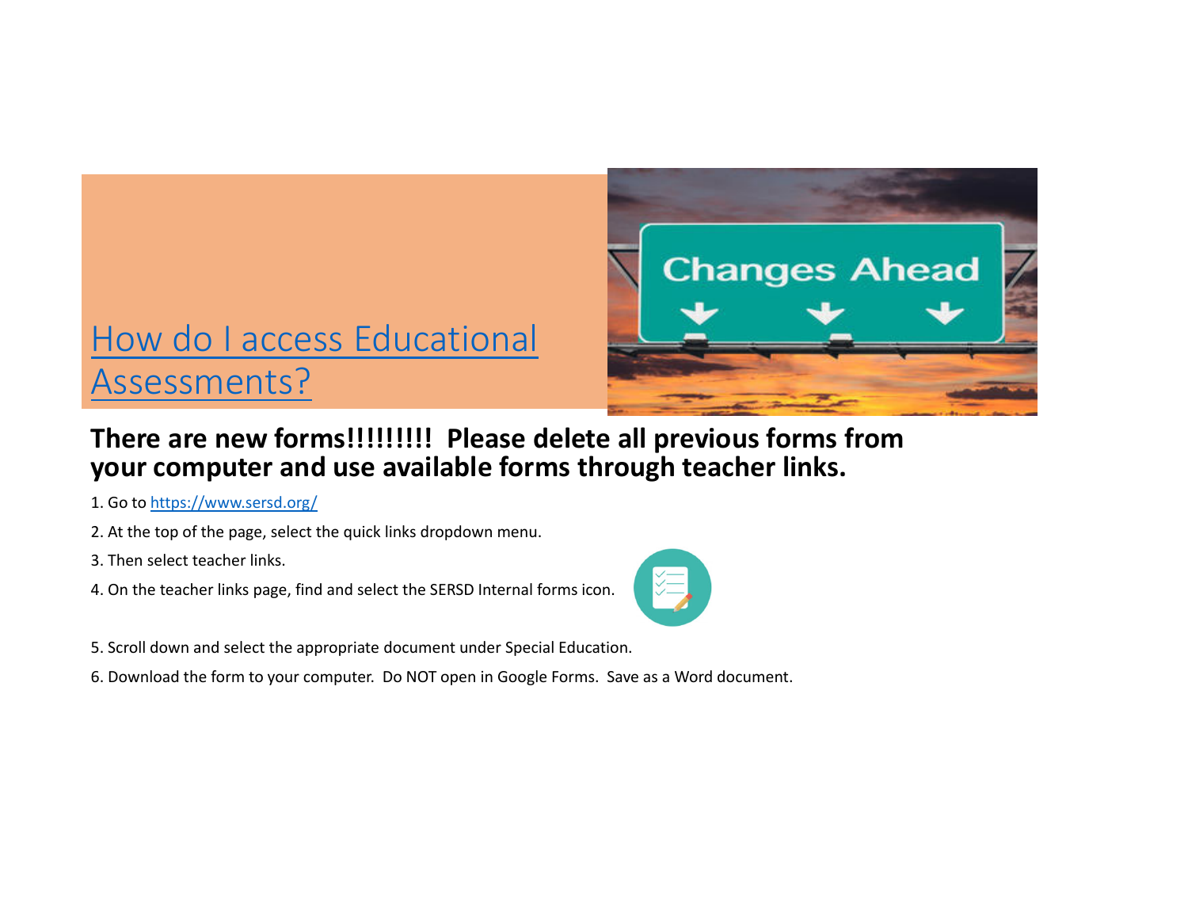# How do I access Educational Assessments?

**There are new forms!!!!!!!!! Please delete all previous forms from your computer and use available forms through teacher links.**

1. Go to https://www.sersd.org/
2. At the top of the page, select the quick links dropdown menu.
3. Then select teacher links.
4. On the teacher links page, find and select the SERSD Internal forms icon.
5. Scroll down and select the appropriate document under Special Education.
6. Download the form to your computer. Do NOT open in Google Forms. Save as a Word document.